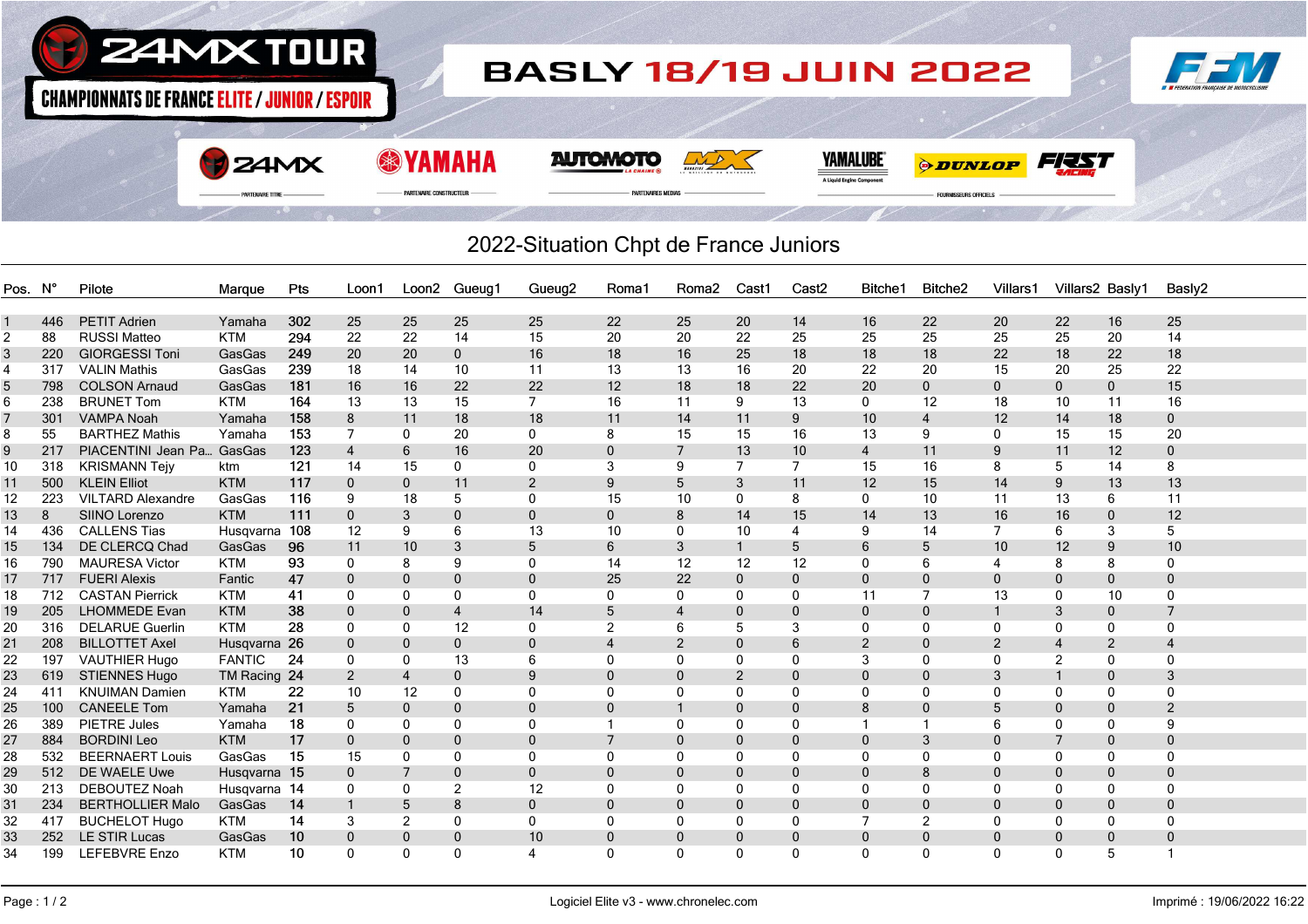24MX TOUR

CHAMPIONNATS DE FRANCE ELITE / JUNIOR / ESPOIR

BASLY 18/19 JUIN 2022

# 2022-Situation Chpt de France Juniors

| Pos. | N° | Pilote | Marque | Pts | Loon1 | Loon2 | Gueug1 | Gueug2 | Roma1 | Roma2 | Cast1 | Cast2 | Bitche1 | Bitche2 | Villars1 | Villars2 | Basly1 | Basly2 |
|---|---|---|---|---|---|---|---|---|---|---|---|---|---|---|---|---|---|---|
| 1 | 446 | PETIT Adrien | Yamaha | 302 | 25 | 25 | 25 | 25 | 22 | 25 | 20 | 14 | 16 | 22 | 20 | 22 | 16 | 25 |
| 2 | 88 | RUSSI Matteo | KTM | 294 | 22 | 22 | 14 | 15 | 20 | 20 | 22 | 25 | 25 | 25 | 25 | 25 | 20 | 14 |
| 3 | 220 | GIORGESSI Toni | GasGas | 249 | 20 | 20 | 0 | 16 | 18 | 16 | 25 | 18 | 18 | 18 | 22 | 18 | 22 | 18 |
| 4 | 317 | VALIN Mathis | GasGas | 239 | 18 | 14 | 10 | 11 | 13 | 13 | 16 | 20 | 22 | 20 | 15 | 20 | 25 | 22 |
| 5 | 798 | COLSON Arnaud | GasGas | 181 | 16 | 16 | 22 | 22 | 12 | 18 | 18 | 22 | 20 | 0 | 0 | 0 | 0 | 15 |
| 6 | 238 | BRUNET Tom | KTM | 164 | 13 | 13 | 15 | 7 | 16 | 11 | 9 | 13 | 0 | 12 | 18 | 10 | 11 | 16 |
| 7 | 301 | VAMPA Noah | Yamaha | 158 | 8 | 11 | 18 | 18 | 11 | 14 | 11 | 9 | 10 | 4 | 12 | 14 | 18 | 0 |
| 8 | 55 | BARTHEZ Mathis | Yamaha | 153 | 7 | 0 | 20 | 0 | 8 | 15 | 15 | 16 | 13 | 9 | 0 | 15 | 15 | 20 |
| 9 | 217 | PIACENTINI Jean Pa... | GasGas | 123 | 4 | 6 | 16 | 20 | 0 | 7 | 13 | 10 | 4 | 11 | 9 | 11 | 12 | 0 |
| 10 | 318 | KRISMANN Tejy | ktm | 121 | 14 | 15 | 0 | 0 | 3 | 9 | 7 | 7 | 15 | 16 | 8 | 5 | 14 | 8 |
| 11 | 500 | KLEIN Elliot | KTM | 117 | 0 | 0 | 11 | 2 | 9 | 5 | 3 | 11 | 12 | 15 | 14 | 9 | 13 | 13 |
| 12 | 223 | VILTARD Alexandre | GasGas | 116 | 9 | 18 | 5 | 0 | 15 | 10 | 0 | 8 | 0 | 10 | 11 | 13 | 6 | 11 |
| 13 | 8 | SIINO Lorenzo | KTM | 111 | 0 | 3 | 0 | 0 | 0 | 8 | 14 | 15 | 14 | 13 | 16 | 16 | 0 | 12 |
| 14 | 436 | CALLENS Tias | Husqvarna | 108 | 12 | 9 | 6 | 13 | 10 | 0 | 10 | 4 | 9 | 14 | 7 | 6 | 3 | 5 |
| 15 | 134 | DE CLERCQ Chad | GasGas | 96 | 11 | 10 | 3 | 5 | 6 | 3 | 1 | 5 | 6 | 5 | 10 | 12 | 9 | 10 |
| 16 | 790 | MAURESA Victor | KTM | 93 | 0 | 8 | 9 | 0 | 14 | 12 | 12 | 12 | 0 | 6 | 4 | 8 | 8 | 0 |
| 17 | 717 | FUERI Alexis | Fantic | 47 | 0 | 0 | 0 | 0 | 25 | 22 | 0 | 0 | 0 | 0 | 0 | 0 | 0 | 0 |
| 18 | 712 | CASTAN Pierrick | KTM | 41 | 0 | 0 | 0 | 0 | 0 | 0 | 0 | 0 | 11 | 7 | 13 | 0 | 10 | 0 |
| 19 | 205 | LHOMMEDE Evan | KTM | 38 | 0 | 0 | 4 | 14 | 5 | 4 | 0 | 0 | 0 | 0 | 1 | 3 | 0 | 7 |
| 20 | 316 | DELARUE Guerlin | KTM | 28 | 0 | 0 | 12 | 0 | 2 | 6 | 5 | 3 | 0 | 0 | 0 | 0 | 0 | 0 |
| 21 | 208 | BILLOTTET Axel | Husqvarna | 26 | 0 | 0 | 0 | 0 | 4 | 2 | 0 | 6 | 2 | 0 | 2 | 4 | 2 | 4 |
| 22 | 197 | VAUTHIER Hugo | FANTIC | 24 | 0 | 0 | 13 | 6 | 0 | 0 | 0 | 0 | 3 | 0 | 0 | 2 | 0 | 0 |
| 23 | 619 | STIENNES Hugo | TM Racing | 24 | 2 | 4 | 0 | 9 | 0 | 0 | 2 | 0 | 0 | 0 | 3 | 1 | 0 | 3 |
| 24 | 411 | KNUIMAN Damien | KTM | 22 | 10 | 12 | 0 | 0 | 0 | 0 | 0 | 0 | 0 | 0 | 0 | 0 | 0 | 0 |
| 25 | 100 | CANEELE Tom | Yamaha | 21 | 5 | 0 | 0 | 0 | 0 | 1 | 0 | 0 | 8 | 0 | 5 | 0 | 0 | 2 |
| 26 | 389 | PIETRE Jules | Yamaha | 18 | 0 | 0 | 0 | 0 | 1 | 0 | 0 | 0 | 1 | 1 | 6 | 0 | 0 | 9 |
| 27 | 884 | BORDINI Leo | KTM | 17 | 0 | 0 | 0 | 0 | 7 | 0 | 0 | 0 | 0 | 3 | 0 | 7 | 0 | 0 |
| 28 | 532 | BEERNAERT Louis | GasGas | 15 | 15 | 0 | 0 | 0 | 0 | 0 | 0 | 0 | 0 | 0 | 0 | 0 | 0 | 0 |
| 29 | 512 | DE WAELE Uwe | Husqvarna | 15 | 0 | 7 | 0 | 0 | 0 | 0 | 0 | 0 | 0 | 8 | 0 | 0 | 0 | 0 |
| 30 | 213 | DEBOUTEZ Noah | Husqvarna | 14 | 0 | 0 | 2 | 12 | 0 | 0 | 0 | 0 | 0 | 0 | 0 | 0 | 0 | 0 |
| 31 | 234 | BERTHOLLIER Malo | GasGas | 14 | 1 | 5 | 8 | 0 | 0 | 0 | 0 | 0 | 0 | 0 | 0 | 0 | 0 | 0 |
| 32 | 417 | BUCHELOT Hugo | KTM | 14 | 3 | 2 | 0 | 0 | 0 | 0 | 0 | 0 | 7 | 2 | 0 | 0 | 0 | 0 |
| 33 | 252 | LE STIR Lucas | GasGas | 10 | 0 | 0 | 0 | 10 | 0 | 0 | 0 | 0 | 0 | 0 | 0 | 0 | 0 | 0 |
| 34 | 199 | LEFEBVRE Enzo | KTM | 10 | 0 | 0 | 0 | 4 | 0 | 0 | 0 | 0 | 0 | 0 | 0 | 0 | 5 | 1 |

Logiciel Elite v3 - www.chronelec.com

Imprimé : 19/06/2022 16:22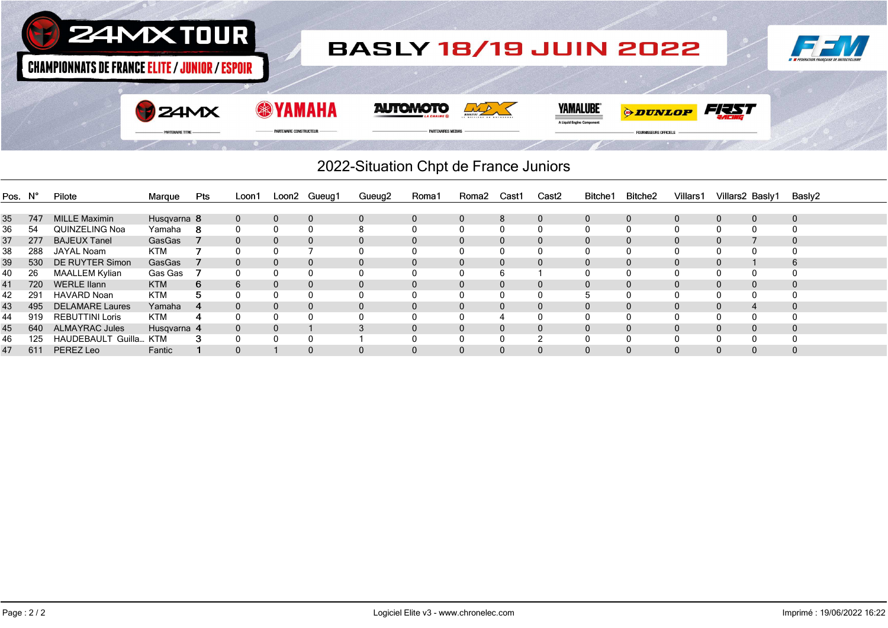24MX TOUR
CHAMPIONNATS DE FRANCE ELITE / JUNIOR / ESPOIR

BASLY 18/19 JUIN 2022

# 2022-Situation Chpt de France Juniors

| Pos. | N° | Pilote | Marque | Pts | Loon1 | Loon2 | Gueug1 | Gueug2 | Roma1 | Roma2 | Cast1 | Cast2 | Bitche1 | Bitche2 | Villars1 | Villars2 | Basly1 | Basly2 |
|---|---|---|---|---|---|---|---|---|---|---|---|---|---|---|---|---|---|---|
| 35 | 747 | MILLE Maximin | Husqvarna | 8 | 0 | 0 | 0 | 0 | 0 | 0 | 8 | 0 | 0 | 0 | 0 | 0 | 0 | 0 |
| 36 | 54 | QUINZELING Noa | Yamaha | 8 | 0 | 0 | 0 | 8 | 0 | 0 | 0 | 0 | 0 | 0 | 0 | 0 | 0 | 0 |
| 37 | 277 | BAJEUX Tanel | GasGas | 7 | 0 | 0 | 0 | 0 | 0 | 0 | 0 | 0 | 0 | 0 | 0 | 0 | 7 | 0 |
| 38 | 288 | JAYAL Noam | KTM | 7 | 0 | 0 | 7 | 0 | 0 | 0 | 0 | 0 | 0 | 0 | 0 | 0 | 0 | 0 |
| 39 | 530 | DE RUYTER Simon | GasGas | 7 | 0 | 0 | 0 | 0 | 0 | 0 | 0 | 0 | 0 | 0 | 0 | 0 | 1 | 6 |
| 40 | 26 | MAALLEM Kylian | Gas Gas | 7 | 0 | 0 | 0 | 0 | 0 | 0 | 6 | 1 | 0 | 0 | 0 | 0 | 0 | 0 |
| 41 | 720 | WERLE Ilann | KTM | 6 | 6 | 0 | 0 | 0 | 0 | 0 | 0 | 0 | 0 | 0 | 0 | 0 | 0 | 0 |
| 42 | 291 | HAVARD Noan | KTM | 5 | 0 | 0 | 0 | 0 | 0 | 0 | 0 | 0 | 5 | 0 | 0 | 0 | 0 | 0 |
| 43 | 495 | DELAMARE Laures | Yamaha | 4 | 0 | 0 | 0 | 0 | 0 | 0 | 0 | 0 | 0 | 0 | 0 | 0 | 4 | 0 |
| 44 | 919 | REBUTTINI Loris | KTM | 4 | 0 | 0 | 0 | 0 | 0 | 0 | 4 | 0 | 0 | 0 | 0 | 0 | 0 | 0 |
| 45 | 640 | ALMAYRAC Jules | Husqvarna | 4 | 0 | 0 | 1 | 3 | 0 | 0 | 0 | 0 | 0 | 0 | 0 | 0 | 0 | 0 |
| 46 | 125 | HAUDEBAULT Guilla... | KTM | 3 | 0 | 0 | 0 | 1 | 0 | 0 | 0 | 2 | 0 | 0 | 0 | 0 | 0 | 0 |
| 47 | 611 | PEREZ Leo | Fantic | 1 | 0 | 1 | 0 | 0 | 0 | 0 | 0 | 0 | 0 | 0 | 0 | 0 | 0 | 0 |

Logiciel Elite v3 - www.chronelec.com

Imprimé : 19/06/2022 16:22